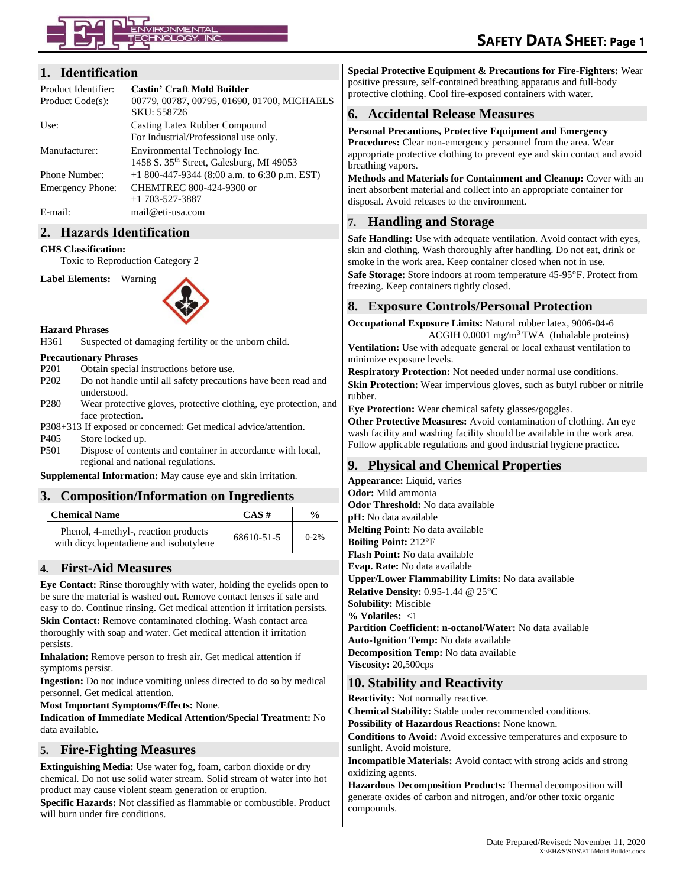# SAFETY DATA SHEET

## 1. Identification

| | |
|---|---|
| Product Identifier: | **Castin' Craft Mold Builder** |
| Product Code(s): | 00779, 00787, 00795, 01690, 01700, MICHAELS SKU: 558726 |
| Use: | Casting Latex Rubber Compound<br>For Industrial/Professional use only. |
| Manufacturer: | Environmental Technology Inc.<br>1458 S. 35th Street, Galesburg, MI 49053 |
| Phone Number: | +1 800-447-9344 (8:00 a.m. to 6:30 p.m. EST) |
| Emergency Phone: | CHEMTREC 800-424-9300 or<br>+1 703-527-3887 |
| E-mail: | mail@eti-usa.com |

## 2. Hazards Identification

**GHS Classification:**
Toxic to Reproduction Category 2

**Label Elements:** Warning

**Hazard Phrases**
H361 Suspected of damaging fertility or the unborn child.

**Precautionary Phrases**
- P201 Obtain special instructions before use.
- P202 Do not handle until all safety precautions have been read and understood.
- P280 Wear protective gloves, protective clothing, eye protection, and face protection.
- P308+313 If exposed or concerned: Get medical advice/attention.
- P405 Store locked up.
- P501 Dispose of contents and container in accordance with local, regional and national regulations.

**Supplemental Information:** May cause eye and skin irritation.

## 3. Composition/Information on Ingredients

| Chemical Name | CAS # | % |
|---|---|---|
| Phenol, 4-methyl-, reaction products with dicyclopentadiene and isobutylene | 68610-51-5 | 0-2% |

## 4. First-Aid Measures

**Eye Contact:** Rinse thoroughly with water, holding the eyelids open to be sure the material is washed out. Remove contact lenses if safe and easy to do. Continue rinsing. Get medical attention if irritation persists.

**Skin Contact:** Remove contaminated clothing. Wash contact area thoroughly with soap and water. Get medical attention if irritation persists.

**Inhalation:** Remove person to fresh air. Get medical attention if symptoms persist.

**Ingestion:** Do not induce vomiting unless directed to do so by medical personnel. Get medical attention.

**Most Important Symptoms/Effects:** None.

**Indication of Immediate Medical Attention/Special Treatment:** No data available.

## 5. Fire-Fighting Measures

**Extinguishing Media:** Use water fog, foam, carbon dioxide or dry chemical. Do not use solid water stream. Solid stream of water into hot product may cause violent steam generation or eruption.

**Specific Hazards:** Not classified as flammable or combustible. Product will burn under fire conditions.

**Special Protective Equipment & Precautions for Fire-Fighters:** Wear positive pressure, self-contained breathing apparatus and full-body protective clothing. Cool fire-exposed containers with water.

## 6. Accidental Release Measures

**Personal Precautions, Protective Equipment and Emergency Procedures:** Clear non-emergency personnel from the area. Wear appropriate protective clothing to prevent eye and skin contact and avoid breathing vapors.

**Methods and Materials for Containment and Cleanup:** Cover with an inert absorbent material and collect into an appropriate container for disposal. Avoid releases to the environment.

## 7. Handling and Storage

**Safe Handling:** Use with adequate ventilation. Avoid contact with eyes, skin and clothing. Wash thoroughly after handling. Do not eat, drink or smoke in the work area. Keep container closed when not in use.

**Safe Storage:** Store indoors at room temperature 45-95°F. Protect from freezing. Keep containers tightly closed.

## 8. Exposure Controls/Personal Protection

**Occupational Exposure Limits:** Natural rubber latex, 9006-04-6
ACGIH 0.0001 $mg/m^3$ TWA (Inhalable proteins)

**Ventilation:** Use with adequate general or local exhaust ventilation to minimize exposure levels.

**Respiratory Protection:** Not needed under normal use conditions.

**Skin Protection:** Wear impervious gloves, such as butyl rubber or nitrile rubber.

**Eye Protection:** Wear chemical safety glasses/goggles.

**Other Protective Measures:** Avoid contamination of clothing. An eye wash facility and washing facility should be available in the work area. Follow applicable regulations and good industrial hygiene practice.

## 9. Physical and Chemical Properties

**Appearance:** Liquid, varies
**Odor:** Mild ammonia
**Odor Threshold:** No data available
**pH:** No data available
**Melting Point:** No data available
**Boiling Point:** 212°F
**Flash Point:** No data available
**Evap. Rate:** No data available
**Upper/Lower Flammability Limits:** No data available
**Relative Density:** 0.95-1.44 @ 25°C
**Solubility:** Miscible
**% Volatiles:** <1
**Partition Coefficient: n-octanol/Water:** No data available
**Auto-Ignition Temp:** No data available
**Decomposition Temp:** No data available
**Viscosity:** 20,500cps

## 10. Stability and Reactivity

**Reactivity:** Not normally reactive.

**Chemical Stability:** Stable under recommended conditions.

**Possibility of Hazardous Reactions:** None known.

**Conditions to Avoid:** Avoid excessive temperatures and exposure to sunlight. Avoid moisture.

**Incompatible Materials:** Avoid contact with strong acids and strong oxidizing agents.

**Hazardous Decomposition Products:** Thermal decomposition will generate oxides of carbon and nitrogen, and/or other toxic organic compounds.

Date Prepared/Revised: November 11, 2020
X:\EH&S\SDS\ETI\Mold Builder.docx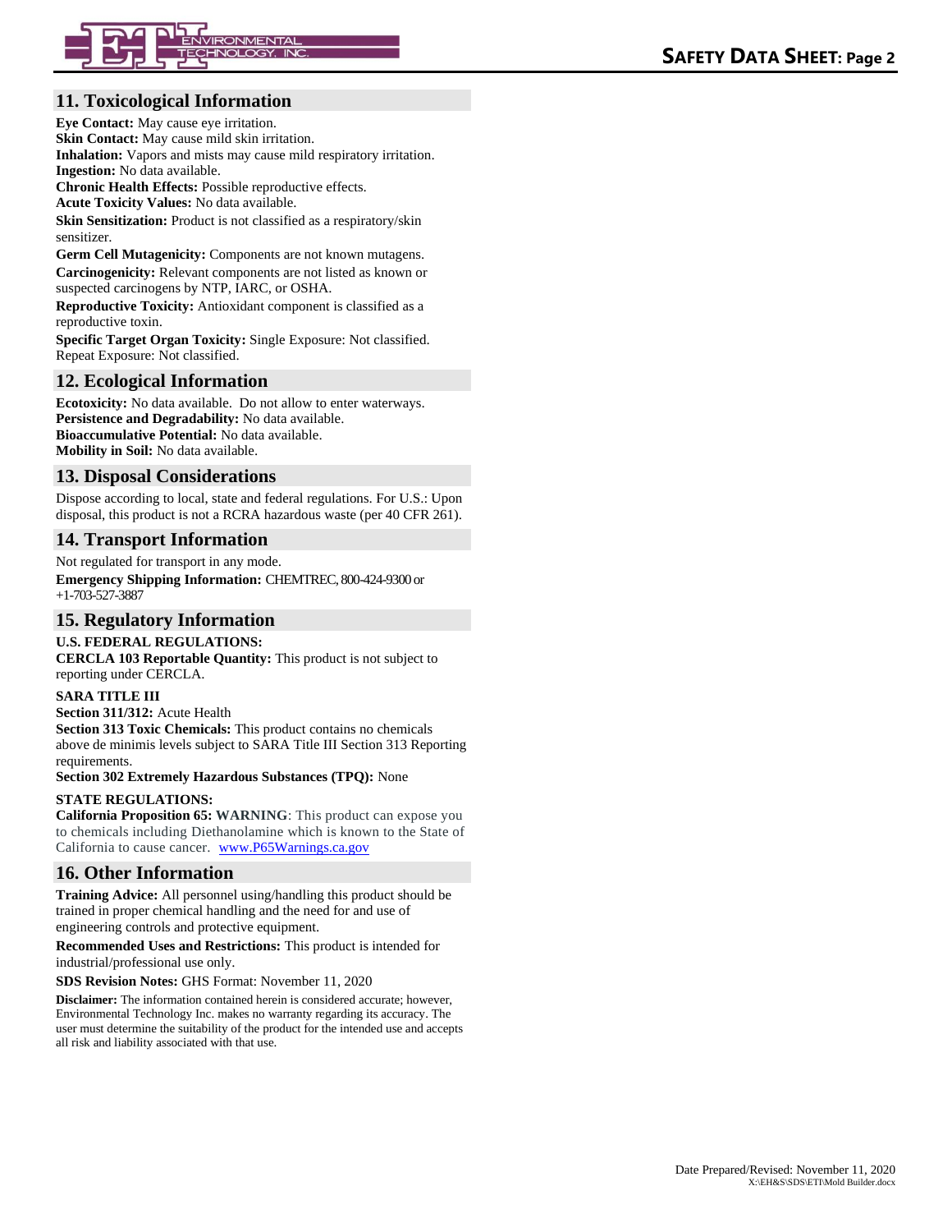## 11. Toxicological Information

**Eye Contact:** May cause eye irritation.
**Skin Contact:** May cause mild skin irritation.
**Inhalation:** Vapors and mists may cause mild respiratory irritation.
**Ingestion:** No data available.
**Chronic Health Effects:** Possible reproductive effects.
**Acute Toxicity Values:** No data available.
**Skin Sensitization:** Product is not classified as a respiratory/skin sensitizer.
**Germ Cell Mutagenicity:** Components are not known mutagens.
**Carcinogenicity:** Relevant components are not listed as known or suspected carcinogens by NTP, IARC, or OSHA.
**Reproductive Toxicity:** Antioxidant component is classified as a reproductive toxin.
**Specific Target Organ Toxicity:** Single Exposure: Not classified. Repeat Exposure: Not classified.

## 12. Ecological Information

**Ecotoxicity:** No data available. Do not allow to enter waterways.
**Persistence and Degradability:** No data available.
**Bioaccumulative Potential:** No data available.
**Mobility in Soil:** No data available.

## 13. Disposal Considerations

Dispose according to local, state and federal regulations. For U.S.: Upon disposal, this product is not a RCRA hazardous waste (per 40 CFR 261).

## 14. Transport Information

Not regulated for transport in any mode.
**Emergency Shipping Information:** CHEMTREC, 800-424-9300 or +1-703-527-3887

## 15. Regulatory Information

**U.S. FEDERAL REGULATIONS:**
**CERCLA 103 Reportable Quantity:** This product is not subject to reporting under CERCLA.

**SARA TITLE III**
**Section 311/312:** Acute Health
**Section 313 Toxic Chemicals:** This product contains no chemicals above de minimis levels subject to SARA Title III Section 313 Reporting requirements.
**Section 302 Extremely Hazardous Substances (TPQ):** None

**STATE REGULATIONS:**
**California Proposition 65: WARNING**: This product can expose you to chemicals including Diethanolamine which is known to the State of California to cause cancer. www.P65Warnings.ca.gov

## 16. Other Information

**Training Advice:** All personnel using/handling this product should be trained in proper chemical handling and the need for and use of engineering controls and protective equipment.

**Recommended Uses and Restrictions:** This product is intended for industrial/professional use only.

**SDS Revision Notes:** GHS Format: November 11, 2020

**Disclaimer:** The information contained herein is considered accurate; however, Environmental Technology Inc. makes no warranty regarding its accuracy. The user must determine the suitability of the product for the intended use and accepts all risk and liability associated with that use.

Date Prepared/Revised: November 11, 2020
X:\EH&S\SDS\ETI\Mold Builder.docx